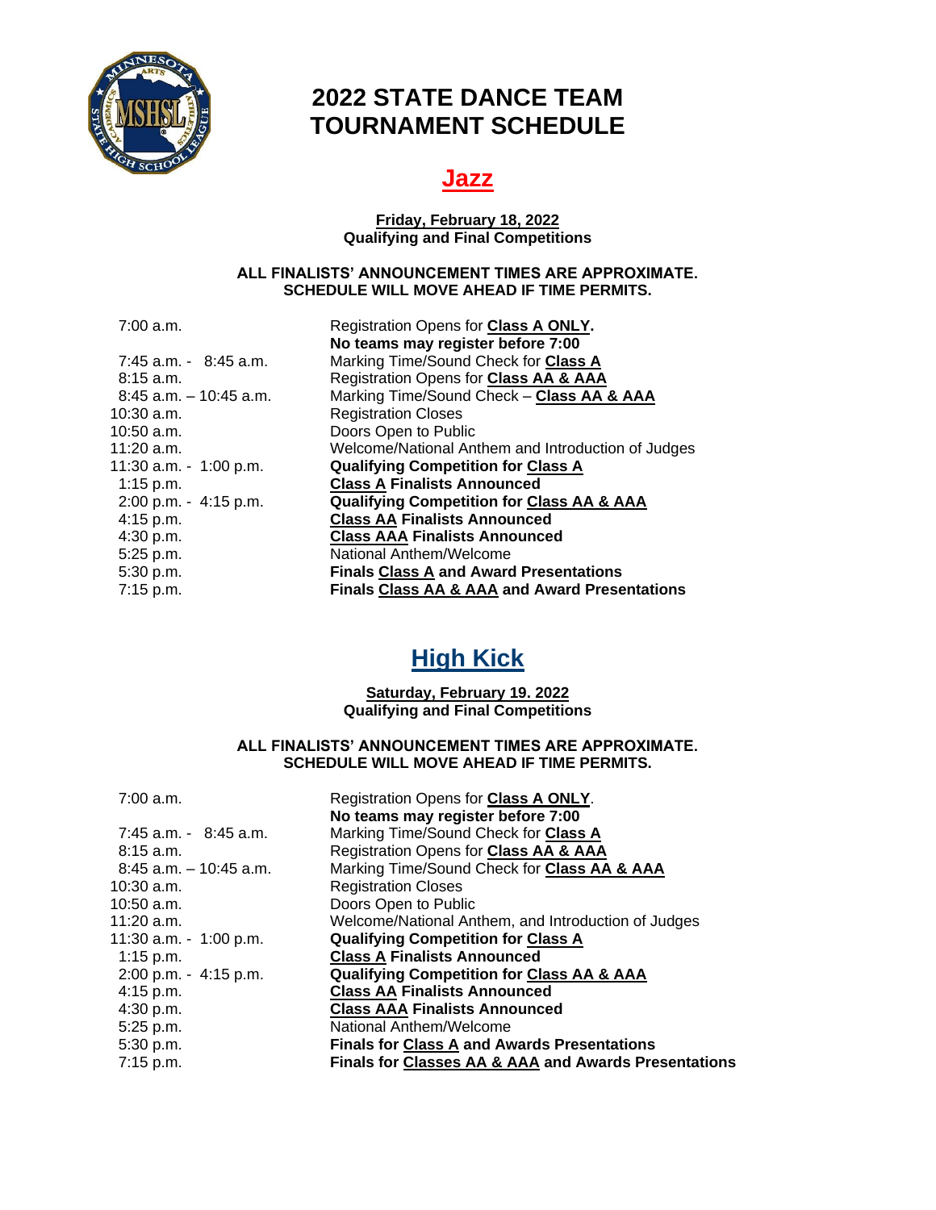# 2022 STATE DANCE TEAM TOURNAMENT SCHEDULE

## Jazz

**Friday, February 18, 2022**
**Qualifying and Final Competitions**

**ALL FINALISTS' ANNOUNCEMENT TIMES ARE APPROXIMATE.**
**SCHEDULE WILL MOVE AHEAD IF TIME PERMITS.**

| | |
|---|---|
| 7:00 a.m. | Registration Opens for **Class A ONLY.** **No teams may register before 7:00** |
| 7:45 a.m. - 8:45 a.m. | Marking Time/Sound Check for **Class A** |
| 8:15 a.m. | Registration Opens for **Class AA & AAA** |
| 8:45 a.m. – 10:45 a.m. | Marking Time/Sound Check – **Class AA & AAA** |
| 10:30 a.m. | Registration Closes |
| 10:50 a.m. | Doors Open to Public |
| 11:20 a.m. | Welcome/National Anthem and Introduction of Judges |
| 11:30 a.m. - 1:00 p.m. | **Qualifying Competition for Class A** |
| 1:15 p.m. | **Class A Finalists Announced** |
| 2:00 p.m. - 4:15 p.m. | **Qualifying Competition for Class AA & AAA** |
| 4:15 p.m. | **Class AA Finalists Announced** |
| 4:30 p.m. | **Class AAA Finalists Announced** |
| 5:25 p.m. | National Anthem/Welcome |
| 5:30 p.m. | **Finals Class A and Award Presentations** |
| 7:15 p.m. | **Finals Class AA & AAA and Award Presentations** |

## High Kick

**Saturday, February 19. 2022**
**Qualifying and Final Competitions**

**ALL FINALISTS' ANNOUNCEMENT TIMES ARE APPROXIMATE.**
**SCHEDULE WILL MOVE AHEAD IF TIME PERMITS.**

| | |
|---|---|
| 7:00 a.m. | Registration Opens for **Class A ONLY**. **No teams may register before 7:00** |
| 7:45 a.m. - 8:45 a.m. | Marking Time/Sound Check for **Class A** |
| 8:15 a.m. | Registration Opens for **Class AA & AAA** |
| 8:45 a.m. – 10:45 a.m. | Marking Time/Sound Check for **Class AA & AAA** |
| 10:30 a.m. | Registration Closes |
| 10:50 a.m. | Doors Open to Public |
| 11:20 a.m. | Welcome/National Anthem, and Introduction of Judges |
| 11:30 a.m. - 1:00 p.m. | **Qualifying Competition for Class A** |
| 1:15 p.m. | **Class A Finalists Announced** |
| 2:00 p.m. - 4:15 p.m. | **Qualifying Competition for Class AA & AAA** |
| 4:15 p.m. | **Class AA Finalists Announced** |
| 4:30 p.m. | **Class AAA Finalists Announced** |
| 5:25 p.m. | National Anthem/Welcome |
| 5:30 p.m. | **Finals for Class A and Awards Presentations** |
| 7:15 p.m. | **Finals for Classes AA & AAA and Awards Presentations** |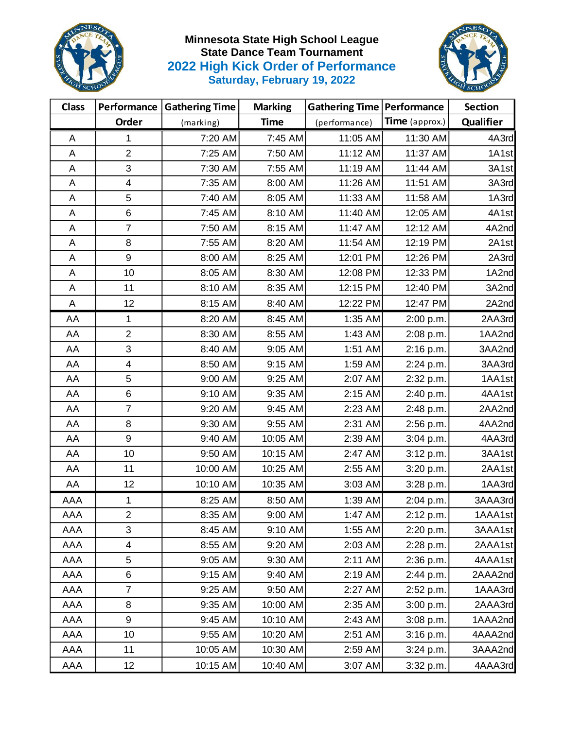**Minnesota State High School League**
**State Dance Team Tournament**

# 2022 High Kick Order of Performance

**Saturday, February 19, 2022**

| Class | Performance Order | Gathering Time (marking) | Marking Time | Gathering Time (performance) | Performance Time (approx.) | Section Qualifier |
|---|---|---|---|---|---|---|
| A | 1 | 7:20 AM | 7:45 AM | 11:05 AM | 11:30 AM | 4A3rd |
| A | 2 | 7:25 AM | 7:50 AM | 11:12 AM | 11:37 AM | 1A1st |
| A | 3 | 7:30 AM | 7:55 AM | 11:19 AM | 11:44 AM | 3A1st |
| A | 4 | 7:35 AM | 8:00 AM | 11:26 AM | 11:51 AM | 3A3rd |
| A | 5 | 7:40 AM | 8:05 AM | 11:33 AM | 11:58 AM | 1A3rd |
| A | 6 | 7:45 AM | 8:10 AM | 11:40 AM | 12:05 AM | 4A1st |
| A | 7 | 7:50 AM | 8:15 AM | 11:47 AM | 12:12 AM | 4A2nd |
| A | 8 | 7:55 AM | 8:20 AM | 11:54 AM | 12:19 PM | 2A1st |
| A | 9 | 8:00 AM | 8:25 AM | 12:01 PM | 12:26 PM | 2A3rd |
| A | 10 | 8:05 AM | 8:30 AM | 12:08 PM | 12:33 PM | 1A2nd |
| A | 11 | 8:10 AM | 8:35 AM | 12:15 PM | 12:40 PM | 3A2nd |
| A | 12 | 8:15 AM | 8:40 AM | 12:22 PM | 12:47 PM | 2A2nd |
| AA | 1 | 8:20 AM | 8:45 AM | 1:35 AM | 2:00 p.m. | 2AA3rd |
| AA | 2 | 8:30 AM | 8:55 AM | 1:43 AM | 2:08 p.m. | 1AA2nd |
| AA | 3 | 8:40 AM | 9:05 AM | 1:51 AM | 2:16 p.m. | 3AA2nd |
| AA | 4 | 8:50 AM | 9:15 AM | 1:59 AM | 2:24 p.m. | 3AA3rd |
| AA | 5 | 9:00 AM | 9:25 AM | 2:07 AM | 2:32 p.m. | 1AA1st |
| AA | 6 | 9:10 AM | 9:35 AM | 2:15 AM | 2:40 p.m. | 4AA1st |
| AA | 7 | 9:20 AM | 9:45 AM | 2:23 AM | 2:48 p.m. | 2AA2nd |
| AA | 8 | 9:30 AM | 9:55 AM | 2:31 AM | 2:56 p.m. | 4AA2nd |
| AA | 9 | 9:40 AM | 10:05 AM | 2:39 AM | 3:04 p.m. | 4AA3rd |
| AA | 10 | 9:50 AM | 10:15 AM | 2:47 AM | 3:12 p.m. | 3AA1st |
| AA | 11 | 10:00 AM | 10:25 AM | 2:55 AM | 3:20 p.m. | 2AA1st |
| AA | 12 | 10:10 AM | 10:35 AM | 3:03 AM | 3:28 p.m. | 1AA3rd |
| AAA | 1 | 8:25 AM | 8:50 AM | 1:39 AM | 2:04 p.m. | 3AAA3rd |
| AAA | 2 | 8:35 AM | 9:00 AM | 1:47 AM | 2:12 p.m. | 1AAA1st |
| AAA | 3 | 8:45 AM | 9:10 AM | 1:55 AM | 2:20 p.m. | 3AAA1st |
| AAA | 4 | 8:55 AM | 9:20 AM | 2:03 AM | 2:28 p.m. | 2AAA1st |
| AAA | 5 | 9:05 AM | 9:30 AM | 2:11 AM | 2:36 p.m. | 4AAA1st |
| AAA | 6 | 9:15 AM | 9:40 AM | 2:19 AM | 2:44 p.m. | 2AAA2nd |
| AAA | 7 | 9:25 AM | 9:50 AM | 2:27 AM | 2:52 p.m. | 1AAA3rd |
| AAA | 8 | 9:35 AM | 10:00 AM | 2:35 AM | 3:00 p.m. | 2AAA3rd |
| AAA | 9 | 9:45 AM | 10:10 AM | 2:43 AM | 3:08 p.m. | 1AAA2nd |
| AAA | 10 | 9:55 AM | 10:20 AM | 2:51 AM | 3:16 p.m. | 4AAA2nd |
| AAA | 11 | 10:05 AM | 10:30 AM | 2:59 AM | 3:24 p.m. | 3AAA2nd |
| AAA | 12 | 10:15 AM | 10:40 AM | 3:07 AM | 3:32 p.m. | 4AAA3rd |